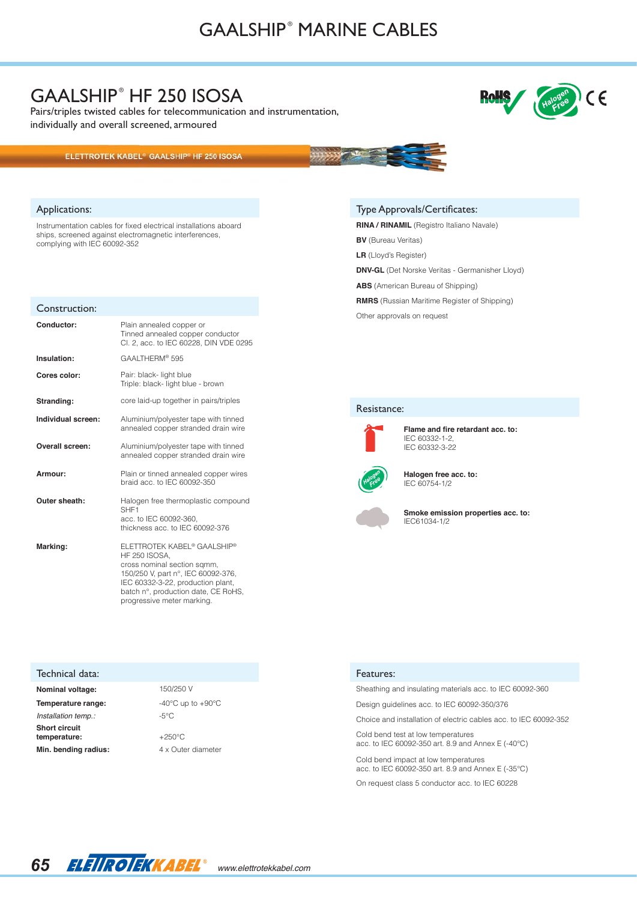# GAALSHIP® MARINE CABLES

## GAALSHIP® HF 250 ISOSA

Pairs/triples twisted cables for telecommunication and instrumentation, individually and overall screened, armoured

ELETTROTEK KABEL® GAALSHIP® HF 250 ISOSA

### Applications:

Instrumentation cables for fixed electrical installations aboard ships, screened against electromagnetic interferences, complying with IEC 60092-352

### Construction:

| | |
|---|---|
| **Conductor:** | Plain annealed copper or Tinned annealed copper conductor Cl. 2, acc. to IEC 60228, DIN VDE 0295 |
| **Insulation:** | GAALTHERM® 595 |
| **Cores color:** | Pair: black- light blue<br>Triple: black- light blue - brown |
| **Stranding:** | core laid-up together in pairs/triples |
| **Individual screen:** | Aluminium/polyester tape with tinned annealed copper stranded drain wire |
| **Overall screen:** | Aluminium/polyester tape with tinned annealed copper stranded drain wire |
| **Armour:** | Plain or tinned annealed copper wires braid acc. to IEC 60092-350 |
| **Outer sheath:** | Halogen free thermoplastic compound SHF1 acc. to IEC 60092-360, thickness acc. to IEC 60092-376 |
| **Marking:** | ELETTROTEK KABEL® GAALSHIP® HF 250 ISOSA, cross nominal section sqmm, 150/250 V, part n°, IEC 60092-376, IEC 60332-3-22, production plant, batch n°, production date, CE RoHS, progressive meter marking. |

### Type Approvals/Certificates:

**RINA / RINAMIL** (Registro Italiano Navale)

**BV** (Bureau Veritas)

**LR** (Lloyd's Register)

**DNV-GL** (Det Norske Veritas - Germanisher Lloyd)

**ABS** (American Bureau of Shipping)

**RMRS** (Russian Maritime Register of Shipping)

Other approvals on request

### Resistance:

**Flame and fire retardant acc. to:**
IEC 60332-1-2,
IEC 60332-3-22

**Halogen free acc. to:**
IEC 60754-1/2

**Smoke emission properties acc. to:**
IEC61034-1/2

### Technical data:

| | |
|---|---|
| **Nominal voltage:** | 150/250 V |
| **Temperature range:** | -40°C up to +90°C |
| *Installation temp.:* | -5°C |
| **Short circuit temperature:** | +250°C |
| **Min. bending radius:** | 4 x Outer diameter |

### Features:

Sheathing and insulating materials acc. to IEC 60092-360

Design guidelines acc. to IEC 60092-350/376

Choice and installation of electric cables acc. to IEC 60092-352

Cold bend test at low temperatures acc. to IEC 60092-350 art. 8.9 and Annex E (-40°C)

Cold bend impact at low temperatures acc. to IEC 60092-350 art. 8.9 and Annex E (-35°C)

On request class 5 conductor acc. to IEC 60228

ELETTROTEKKABEL® www.elettrotekkabel.com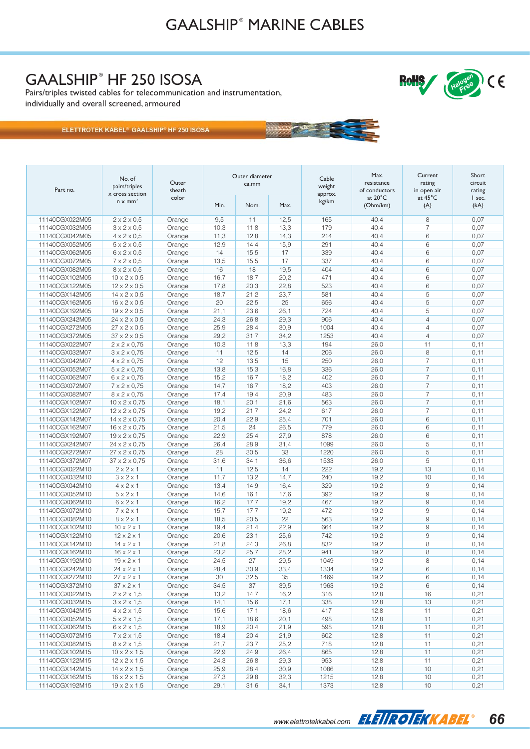# GAALSHIP® MARINE CABLES

## GAALSHIP® HF 250 ISOSA

Pairs/triples twisted cables for telecommunication and instrumentation, individually and overall screened, armoured

ELETTROTEK KABEL® GAALSHIP® HF 250 ISOSA

| Part no. | No. of pairs/triples x cross section n x mm² | Outer sheath color | Outer diameter ca.mm | | | Cable weight approx. kg/km | Max. resistance of conductors at 20°C (Ohm/km) | Current rating in open air at 45°C (A) | Short circuit rating I sec. (kA) |
|---|---|---|---|---|---|---|---|---|---|
| | | | Min. | Nom. | Max. | | | | |
| 11140CGX022M05 | 2 x 2 x 0,5 | Orange | 9,5 | 11 | 12,5 | 165 | 40,4 | 8 | 0,07 |
| 11140CGX032M05 | 3 x 2 x 0,5 | Orange | 10,3 | 11,8 | 13,3 | 179 | 40,4 | 7 | 0,07 |
| 11140CGX042M05 | 4 x 2 x 0,5 | Orange | 11,3 | 12,8 | 14,3 | 214 | 40,4 | 6 | 0,07 |
| 11140CGX052M05 | 5 x 2 x 0,5 | Orange | 12,9 | 14,4 | 15,9 | 291 | 40,4 | 6 | 0,07 |
| 11140CGX062M05 | 6 x 2 x 0,5 | Orange | 14 | 15,5 | 17 | 339 | 40,4 | 6 | 0,07 |
| 11140CGX072M05 | 7 x 2 x 0,5 | Orange | 13,5 | 15,5 | 17 | 337 | 40,4 | 6 | 0,07 |
| 11140CGX082M05 | 8 x 2 x 0,5 | Orange | 16 | 18 | 19,5 | 404 | 40,4 | 6 | 0,07 |
| 11140CGX102M05 | 10 x 2 x 0,5 | Orange | 16,7 | 18,7 | 20,2 | 471 | 40,4 | 6 | 0,07 |
| 11140CGX122M05 | 12 x 2 x 0,5 | Orange | 17,8 | 20,3 | 22,8 | 523 | 40,4 | 6 | 0,07 |
| 11140CGX142M05 | 14 x 2 x 0,5 | Orange | 18,7 | 21,2 | 23,7 | 581 | 40,4 | 5 | 0,07 |
| 11140CGX162M05 | 16 x 2 x 0,5 | Orange | 20 | 22,5 | 25 | 656 | 40,4 | 5 | 0,07 |
| 11140CGX192M05 | 19 x 2 x 0,5 | Orange | 21,1 | 23,6 | 26,1 | 724 | 40,4 | 5 | 0,07 |
| 11140CGX242M05 | 24 x 2 x 0,5 | Orange | 24,3 | 26,8 | 29,3 | 906 | 40,4 | 4 | 0,07 |
| 11140CGX272M05 | 27 x 2 x 0,5 | Orange | 25,9 | 28,4 | 30,9 | 1004 | 40,4 | 4 | 0,07 |
| 11140CGX372M05 | 37 x 2 x 0,5 | Orange | 29,2 | 31,7 | 34,2 | 1253 | 40,4 | 4 | 0,07 |
| 11140CGX022M07 | 2 x 2 x 0,75 | Orange | 10,3 | 11,8 | 13,3 | 194 | 26,0 | 11 | 0,11 |
| 11140CGX032M07 | 3 x 2 x 0,75 | Orange | 11 | 12,5 | 14 | 206 | 26,0 | 8 | 0,11 |
| 11140CGX042M07 | 4 x 2 x 0,75 | Orange | 12 | 13,5 | 15 | 250 | 26,0 | 7 | 0,11 |
| 11140CGX052M07 | 5 x 2 x 0,75 | Orange | 13,8 | 15,3 | 16,8 | 336 | 26,0 | 7 | 0,11 |
| 11140CGX062M07 | 6 x 2 x 0,75 | Orange | 15,2 | 16,7 | 18,2 | 402 | 26,0 | 7 | 0,11 |
| 11140CGX072M07 | 7 x 2 x 0,75 | Orange | 14,7 | 16,7 | 18,2 | 403 | 26,0 | 7 | 0,11 |
| 11140CGX082M07 | 8 x 2 x 0,75 | Orange | 17,4 | 19,4 | 20,9 | 483 | 26,0 | 7 | 0,11 |
| 11140CGX102M07 | 10 x 2 x 0,75 | Orange | 18,1 | 20,1 | 21,6 | 563 | 26,0 | 7 | 0,11 |
| 11140CGX122M07 | 12 x 2 x 0,75 | Orange | 19,2 | 21,7 | 24,2 | 617 | 26,0 | 7 | 0,11 |
| 11140CGX142M07 | 14 x 2 x 0,75 | Orange | 20,4 | 22,9 | 25,4 | 701 | 26,0 | 6 | 0,11 |
| 11140CGX162M07 | 16 x 2 x 0,75 | Orange | 21,5 | 24 | 26,5 | 779 | 26,0 | 6 | 0,11 |
| 11140CGX192M07 | 19 x 2 x 0,75 | Orange | 22,9 | 25,4 | 27,9 | 878 | 26,0 | 6 | 0,11 |
| 11140CGX242M07 | 24 x 2 x 0,75 | Orange | 26,4 | 28,9 | 31,4 | 1099 | 26,0 | 5 | 0,11 |
| 11140CGX272M07 | 27 x 2 x 0,75 | Orange | 28 | 30,5 | 33 | 1220 | 26,0 | 5 | 0,11 |
| 11140CGX372M07 | 37 x 2 x 0,75 | Orange | 31,6 | 34,1 | 36,6 | 1533 | 26,0 | 5 | 0,11 |
| 11140CGX022M10 | 2 x 2 x 1 | Orange | 11 | 12,5 | 14 | 222 | 19,2 | 13 | 0,14 |
| 11140CGX032M10 | 3 x 2 x 1 | Orange | 11,7 | 13,2 | 14,7 | 240 | 19,2 | 10 | 0,14 |
| 11140CGX042M10 | 4 x 2 x 1 | Orange | 13,4 | 14,9 | 16,4 | 329 | 19,2 | 9 | 0,14 |
| 11140CGX052M10 | 5 x 2 x 1 | Orange | 14,6 | 16,1 | 17,6 | 392 | 19,2 | 9 | 0,14 |
| 11140CGX062M10 | 6 x 2 x 1 | Orange | 16,2 | 17,7 | 19,2 | 467 | 19,2 | 9 | 0,14 |
| 11140CGX072M10 | 7 x 2 x 1 | Orange | 15,7 | 17,7 | 19,2 | 472 | 19,2 | 9 | 0,14 |
| 11140CGX082M10 | 8 x 2 x 1 | Orange | 18,5 | 20,5 | 22 | 563 | 19,2 | 9 | 0,14 |
| 11140CGX102M10 | 10 x 2 x 1 | Orange | 19,4 | 21,4 | 22,9 | 664 | 19,2 | 9 | 0,14 |
| 11140CGX122M10 | 12 x 2 x 1 | Orange | 20,6 | 23,1 | 25,6 | 742 | 19,2 | 9 | 0,14 |
| 11140CGX142M10 | 14 x 2 x 1 | Orange | 21,8 | 24,3 | 26,8 | 832 | 19,2 | 8 | 0,14 |
| 11140CGX162M10 | 16 x 2 x 1 | Orange | 23,2 | 25,7 | 28,2 | 941 | 19,2 | 8 | 0,14 |
| 11140CGX192M10 | 19 x 2 x 1 | Orange | 24,5 | 27 | 29,5 | 1049 | 19,2 | 8 | 0,14 |
| 11140CGX242M10 | 24 x 2 x 1 | Orange | 28,4 | 30,9 | 33,4 | 1334 | 19,2 | 6 | 0,14 |
| 11140CGX272M10 | 27 x 2 x 1 | Orange | 30 | 32,5 | 35 | 1469 | 19,2 | 6 | 0,14 |
| 11140CGX372M10 | 37 x 2 x 1 | Orange | 34,5 | 37 | 39,5 | 1963 | 19,2 | 6 | 0,14 |
| 11140CGX022M15 | 2 x 2 x 1,5 | Orange | 13,2 | 14,7 | 16,2 | 316 | 12,8 | 16 | 0,21 |
| 11140CGX032M15 | 3 x 2 x 1,5 | Orange | 14,1 | 15,6 | 17,1 | 338 | 12,8 | 13 | 0,21 |
| 11140CGX042M15 | 4 x 2 x 1,5 | Orange | 15,6 | 17,1 | 18,6 | 417 | 12,8 | 11 | 0,21 |
| 11140CGX052M15 | 5 x 2 x 1,5 | Orange | 17,1 | 18,6 | 20,1 | 498 | 12,8 | 11 | 0,21 |
| 11140CGX062M15 | 6 x 2 x 1,5 | Orange | 18,9 | 20,4 | 21,9 | 598 | 12,8 | 11 | 0,21 |
| 11140CGX072M15 | 7 x 2 x 1,5 | Orange | 18,4 | 20,4 | 21,9 | 602 | 12,8 | 11 | 0,21 |
| 11140CGX082M15 | 8 x 2 x 1,5 | Orange | 21,7 | 23,7 | 25,2 | 718 | 12,8 | 11 | 0,21 |
| 11140CGX102M15 | 10 x 2 x 1,5 | Orange | 22,9 | 24,9 | 26,4 | 865 | 12,8 | 11 | 0,21 |
| 11140CGX122M15 | 12 x 2 x 1,5 | Orange | 24,3 | 26,8 | 29,3 | 953 | 12,8 | 11 | 0,21 |
| 11140CGX142M15 | 14 x 2 x 1,5 | Orange | 25,9 | 28,4 | 30,9 | 1086 | 12,8 | 10 | 0,21 |
| 11140CGX162M15 | 16 x 2 x 1,5 | Orange | 27,3 | 29,8 | 32,3 | 1215 | 12,8 | 10 | 0,21 |
| 11140CGX192M15 | 19 x 2 x 1,5 | Orange | 29,1 | 31,6 | 34,1 | 1373 | 12,8 | 10 | 0,21 |

www.elettrotekkabel.com ELETTROTEKKABEL®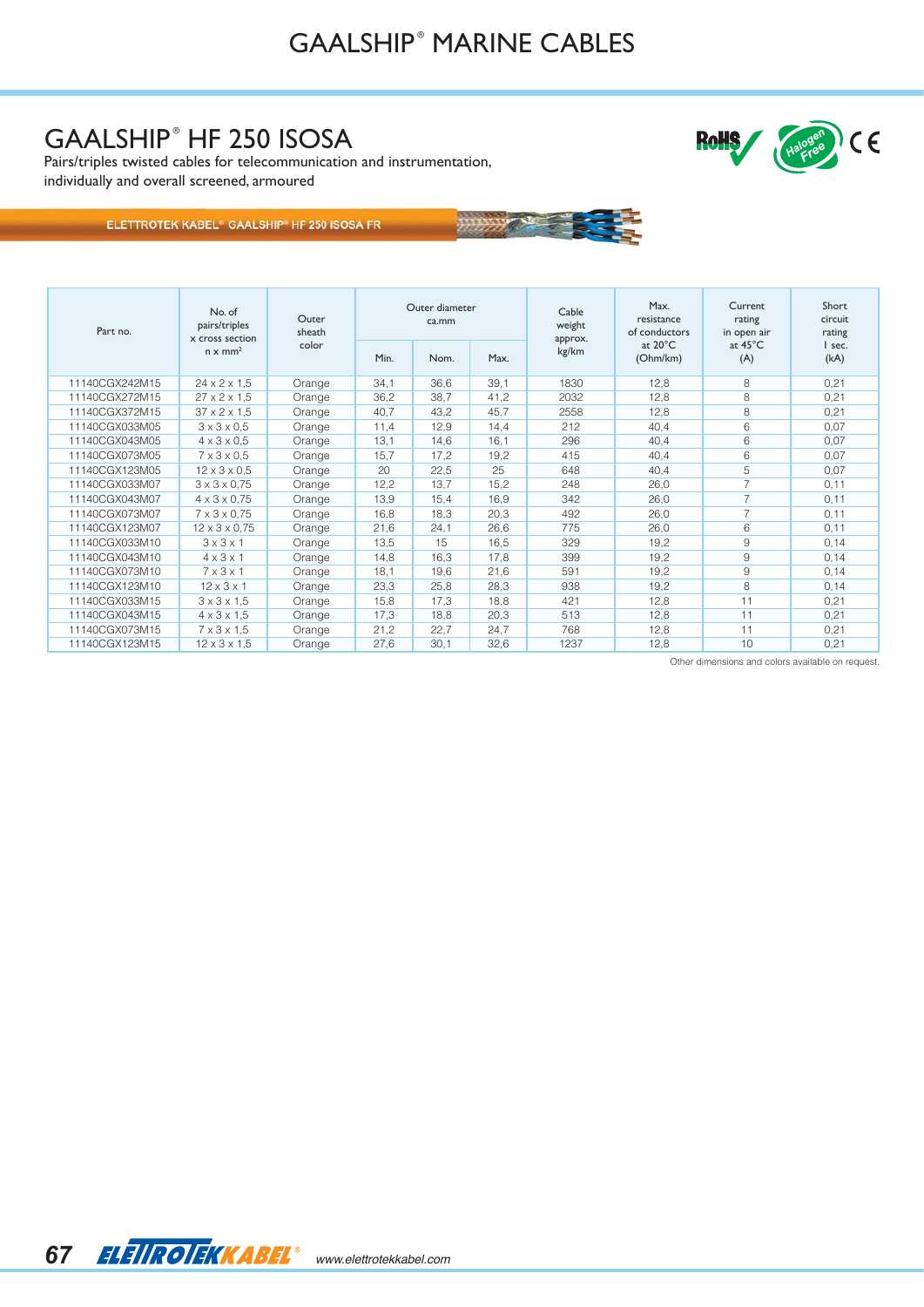# GAALSHIP® MARINE CABLES

## GAALSHIP® HF 250 ISOSA

Pairs/triples twisted cables for telecommunication and instrumentation, individually and overall screened, armoured

ELETTROTEK KABEL® GAALSHIP® HF 250 ISOSA FR

| Part no. | No. of pairs/triples x cross section n x mm² | Outer sheath color | Outer diameter ca.mm | | | Cable weight approx. kg/km | Max. resistance of conductors at 20°C (Ohm/km) | Current rating in open air at 45°C (A) | Short circuit rating I sec. (kA) |
|---|---|---|---|---|---|---|---|---|---|
| | | | Min. | Nom. | Max. | | | | |
| 11140CGX242M15 | 24 x 2 x 1,5 | Orange | 34,1 | 36,6 | 39,1 | 1830 | 12,8 | 8 | 0,21 |
| 11140CGX272M15 | 27 x 2 x 1,5 | Orange | 36,2 | 38,7 | 41,2 | 2032 | 12,8 | 8 | 0,21 |
| 11140CGX372M15 | 37 x 2 x 1,5 | Orange | 40,7 | 43,2 | 45,7 | 2558 | 12,8 | 8 | 0,21 |
| 11140CGX033M05 | 3 x 3 x 0,5 | Orange | 11,4 | 12,9 | 14,4 | 212 | 40,4 | 6 | 0,07 |
| 11140CGX043M05 | 4 x 3 x 0,5 | Orange | 13,1 | 14,6 | 16,1 | 296 | 40,4 | 6 | 0,07 |
| 11140CGX073M05 | 7 x 3 x 0,5 | Orange | 15,7 | 17,2 | 19,2 | 415 | 40,4 | 6 | 0,07 |
| 11140CGX123M05 | 12 x 3 x 0,5 | Orange | 20 | 22,5 | 25 | 648 | 40,4 | 5 | 0,07 |
| 11140CGX033M07 | 3 x 3 x 0,75 | Orange | 12,2 | 13,7 | 15,2 | 248 | 26,0 | 7 | 0,11 |
| 11140CGX043M07 | 4 x 3 x 0,75 | Orange | 13,9 | 15,4 | 16,9 | 342 | 26,0 | 7 | 0,11 |
| 11140CGX073M07 | 7 x 3 x 0,75 | Orange | 16,8 | 18,3 | 20,3 | 492 | 26,0 | 7 | 0,11 |
| 11140CGX123M07 | 12 x 3 x 0,75 | Orange | 21,6 | 24,1 | 26,6 | 775 | 26,0 | 6 | 0,11 |
| 11140CGX033M10 | 3 x 3 x 1 | Orange | 13,5 | 15 | 16,5 | 329 | 19,2 | 9 | 0,14 |
| 11140CGX043M10 | 4 x 3 x 1 | Orange | 14,8 | 16,3 | 17,8 | 399 | 19,2 | 9 | 0,14 |
| 11140CGX073M10 | 7 x 3 x 1 | Orange | 18,1 | 19,6 | 21,6 | 591 | 19,2 | 9 | 0,14 |
| 11140CGX123M10 | 12 x 3 x 1 | Orange | 23,3 | 25,8 | 28,3 | 938 | 19,2 | 8 | 0,14 |
| 11140CGX033M15 | 3 x 3 x 1,5 | Orange | 15,8 | 17,3 | 18,8 | 421 | 12,8 | 11 | 0,21 |
| 11140CGX043M15 | 4 x 3 x 1,5 | Orange | 17,3 | 18,8 | 20,3 | 513 | 12,8 | 11 | 0,21 |
| 11140CGX073M15 | 7 x 3 x 1,5 | Orange | 21,2 | 22,7 | 24,7 | 768 | 12,8 | 11 | 0,21 |
| 11140CGX123M15 | 12 x 3 x 1,5 | Orange | 27,6 | 30,1 | 32,6 | 1237 | 12,8 | 10 | 0,21 |

Other dimensions and colors available on request.

ELETTROTEK KABEL® www.elettrotekkabel.com